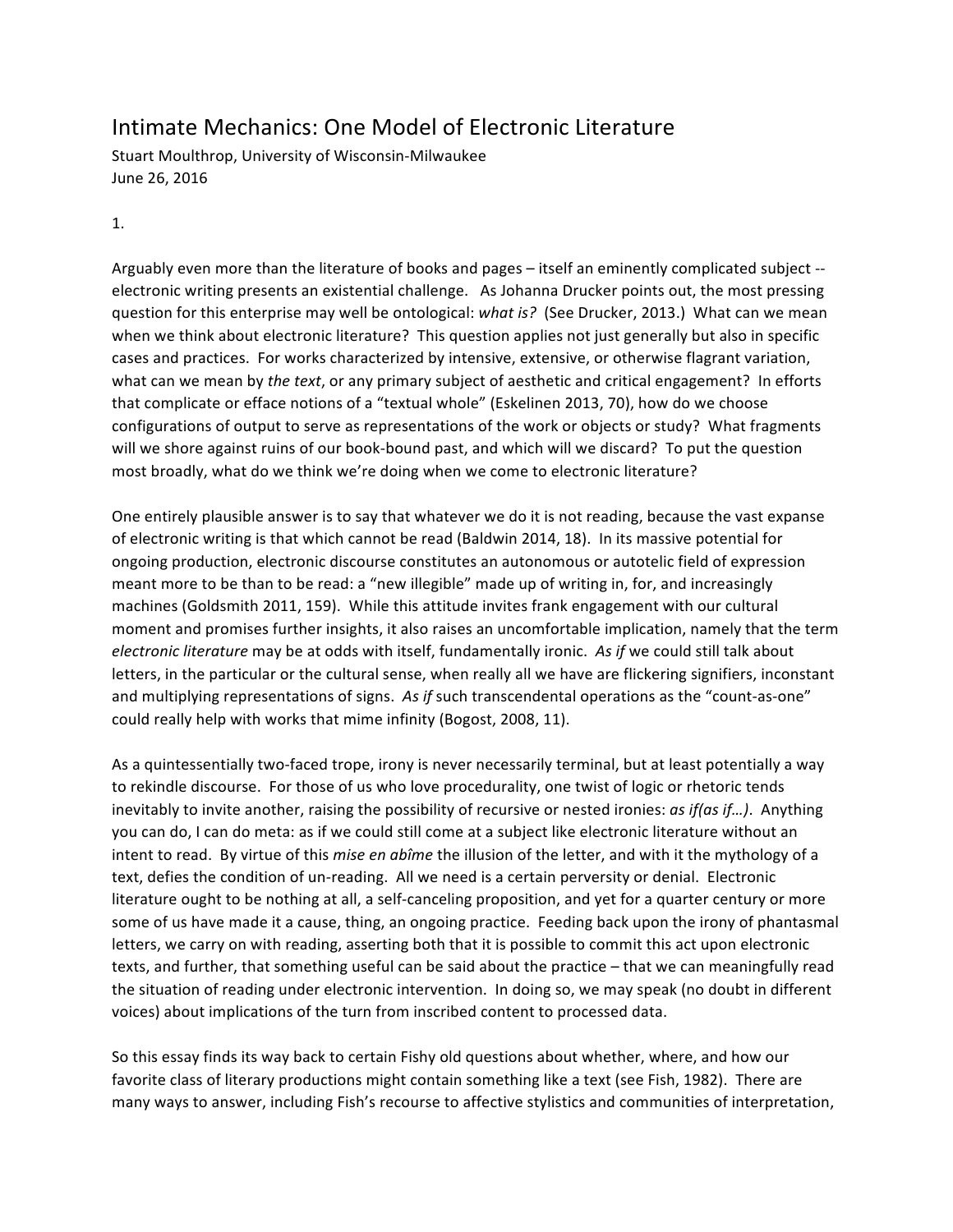# Intimate Mechanics: One Model of Electronic Literature

Stuart Moulthrop, University of Wisconsin-Milwaukee
June 26, 2016

1.

Arguably even more than the literature of books and pages – itself an eminently complicated subject -- electronic writing presents an existential challenge. As Johanna Drucker points out, the most pressing question for this enterprise may well be ontological: *what is?* (See Drucker, 2013.) What can we mean when we think about electronic literature? This question applies not just generally but also in specific cases and practices. For works characterized by intensive, extensive, or otherwise flagrant variation, what can we mean by *the text*, or any primary subject of aesthetic and critical engagement? In efforts that complicate or efface notions of a "textual whole" (Eskelinen 2013, 70), how do we choose configurations of output to serve as representations of the work or objects or study? What fragments will we shore against ruins of our book-bound past, and which will we discard? To put the question most broadly, what do we think we're doing when we come to electronic literature?

One entirely plausible answer is to say that whatever we do it is not reading, because the vast expanse of electronic writing is that which cannot be read (Baldwin 2014, 18). In its massive potential for ongoing production, electronic discourse constitutes an autonomous or autotelic field of expression meant more to be than to be read: a "new illegible" made up of writing in, for, and increasingly machines (Goldsmith 2011, 159). While this attitude invites frank engagement with our cultural moment and promises further insights, it also raises an uncomfortable implication, namely that the term *electronic literature* may be at odds with itself, fundamentally ironic. *As if* we could still talk about letters, in the particular or the cultural sense, when really all we have are flickering signifiers, inconstant and multiplying representations of signs. *As if* such transcendental operations as the "count-as-one" could really help with works that mime infinity (Bogost, 2008, 11).

As a quintessentially two-faced trope, irony is never necessarily terminal, but at least potentially a way to rekindle discourse. For those of us who love procedurality, one twist of logic or rhetoric tends inevitably to invite another, raising the possibility of recursive or nested ironies: *as if(as if…)*. Anything you can do, I can do meta: as if we could still come at a subject like electronic literature without an intent to read. By virtue of this *mise en abîme* the illusion of the letter, and with it the mythology of a text, defies the condition of un-reading. All we need is a certain perversity or denial. Electronic literature ought to be nothing at all, a self-canceling proposition, and yet for a quarter century or more some of us have made it a cause, thing, an ongoing practice. Feeding back upon the irony of phantasmal letters, we carry on with reading, asserting both that it is possible to commit this act upon electronic texts, and further, that something useful can be said about the practice – that we can meaningfully read the situation of reading under electronic intervention. In doing so, we may speak (no doubt in different voices) about implications of the turn from inscribed content to processed data.

So this essay finds its way back to certain Fishy old questions about whether, where, and how our favorite class of literary productions might contain something like a text (see Fish, 1982). There are many ways to answer, including Fish's recourse to affective stylistics and communities of interpretation,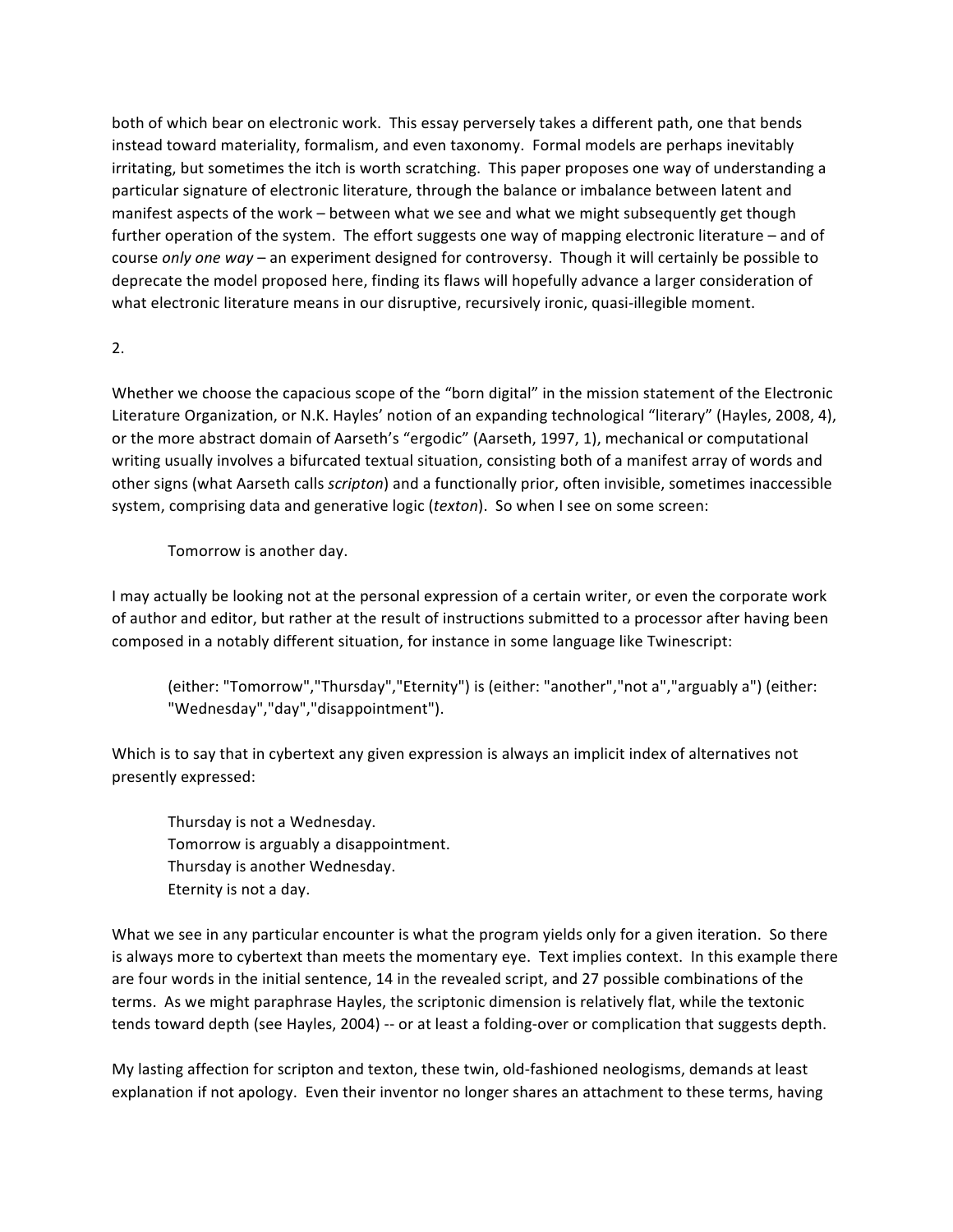both of which bear on electronic work. This essay perversely takes a different path, one that bends instead toward materiality, formalism, and even taxonomy. Formal models are perhaps inevitably irritating, but sometimes the itch is worth scratching. This paper proposes one way of understanding a particular signature of electronic literature, through the balance or imbalance between latent and manifest aspects of the work – between what we see and what we might subsequently get though further operation of the system. The effort suggests one way of mapping electronic literature – and of course *only one way* – an experiment designed for controversy. Though it will certainly be possible to deprecate the model proposed here, finding its flaws will hopefully advance a larger consideration of what electronic literature means in our disruptive, recursively ironic, quasi-illegible moment.

2.

Whether we choose the capacious scope of the "born digital" in the mission statement of the Electronic Literature Organization, or N.K. Hayles' notion of an expanding technological "literary" (Hayles, 2008, 4), or the more abstract domain of Aarseth's "ergodic" (Aarseth, 1997, 1), mechanical or computational writing usually involves a bifurcated textual situation, consisting both of a manifest array of words and other signs (what Aarseth calls *scripton*) and a functionally prior, often invisible, sometimes inaccessible system, comprising data and generative logic (*texton*). So when I see on some screen:

> Tomorrow is another day.

I may actually be looking not at the personal expression of a certain writer, or even the corporate work of author and editor, but rather at the result of instructions submitted to a processor after having been composed in a notably different situation, for instance in some language like Twinescript:

> (either: "Tomorrow","Thursday","Eternity") is (either: "another","not a","arguably a") (either: "Wednesday","day","disappointment").

Which is to say that in cybertext any given expression is always an implicit index of alternatives not presently expressed:

> Thursday is not a Wednesday.
> Tomorrow is arguably a disappointment.
> Thursday is another Wednesday.
> Eternity is not a day.

What we see in any particular encounter is what the program yields only for a given iteration. So there is always more to cybertext than meets the momentary eye. Text implies context. In this example there are four words in the initial sentence, 14 in the revealed script, and 27 possible combinations of the terms. As we might paraphrase Hayles, the scriptonic dimension is relatively flat, while the textonic tends toward depth (see Hayles, 2004) -- or at least a folding-over or complication that suggests depth.

My lasting affection for scripton and texton, these twin, old-fashioned neologisms, demands at least explanation if not apology. Even their inventor no longer shares an attachment to these terms, having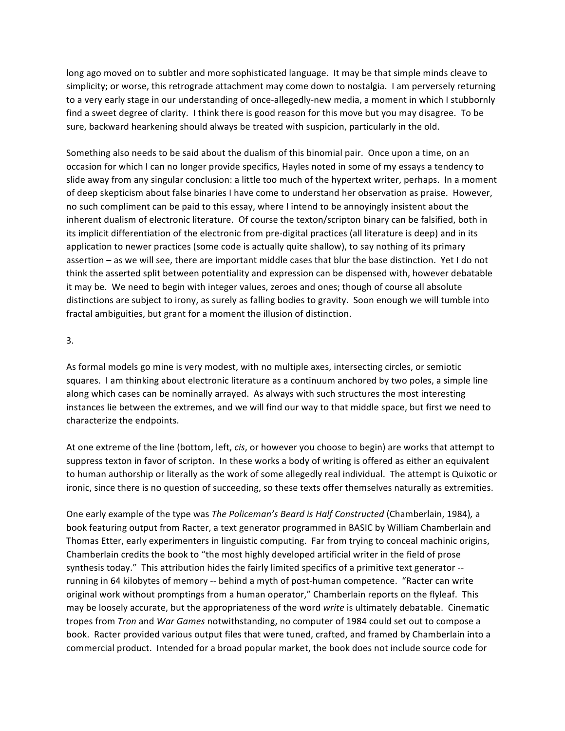long ago moved on to subtler and more sophisticated language. It may be that simple minds cleave to simplicity; or worse, this retrograde attachment may come down to nostalgia. I am perversely returning to a very early stage in our understanding of once-allegedly-new media, a moment in which I stubbornly find a sweet degree of clarity. I think there is good reason for this move but you may disagree. To be sure, backward hearkening should always be treated with suspicion, particularly in the old.

Something also needs to be said about the dualism of this binomial pair. Once upon a time, on an occasion for which I can no longer provide specifics, Hayles noted in some of my essays a tendency to slide away from any singular conclusion: a little too much of the hypertext writer, perhaps. In a moment of deep skepticism about false binaries I have come to understand her observation as praise. However, no such compliment can be paid to this essay, where I intend to be annoyingly insistent about the inherent dualism of electronic literature. Of course the texton/scripton binary can be falsified, both in its implicit differentiation of the electronic from pre-digital practices (all literature is deep) and in its application to newer practices (some code is actually quite shallow), to say nothing of its primary assertion – as we will see, there are important middle cases that blur the base distinction. Yet I do not think the asserted split between potentiality and expression can be dispensed with, however debatable it may be. We need to begin with integer values, zeroes and ones; though of course all absolute distinctions are subject to irony, as surely as falling bodies to gravity. Soon enough we will tumble into fractal ambiguities, but grant for a moment the illusion of distinction.

3.

As formal models go mine is very modest, with no multiple axes, intersecting circles, or semiotic squares. I am thinking about electronic literature as a continuum anchored by two poles, a simple line along which cases can be nominally arrayed. As always with such structures the most interesting instances lie between the extremes, and we will find our way to that middle space, but first we need to characterize the endpoints.

At one extreme of the line (bottom, left, *cis*, or however you choose to begin) are works that attempt to suppress texton in favor of scripton. In these works a body of writing is offered as either an equivalent to human authorship or literally as the work of some allegedly real individual. The attempt is Quixotic or ironic, since there is no question of succeeding, so these texts offer themselves naturally as extremities.

One early example of the type was *The Policeman's Beard is Half Constructed* (Chamberlain, 1984), a book featuring output from Racter, a text generator programmed in BASIC by William Chamberlain and Thomas Etter, early experimenters in linguistic computing. Far from trying to conceal machinic origins, Chamberlain credits the book to "the most highly developed artificial writer in the field of prose synthesis today." This attribution hides the fairly limited specifics of a primitive text generator -- running in 64 kilobytes of memory -- behind a myth of post-human competence. "Racter can write original work without promptings from a human operator," Chamberlain reports on the flyleaf. This may be loosely accurate, but the appropriateness of the word *write* is ultimately debatable. Cinematic tropes from *Tron* and *War Games* notwithstanding, no computer of 1984 could set out to compose a book. Racter provided various output files that were tuned, crafted, and framed by Chamberlain into a commercial product. Intended for a broad popular market, the book does not include source code for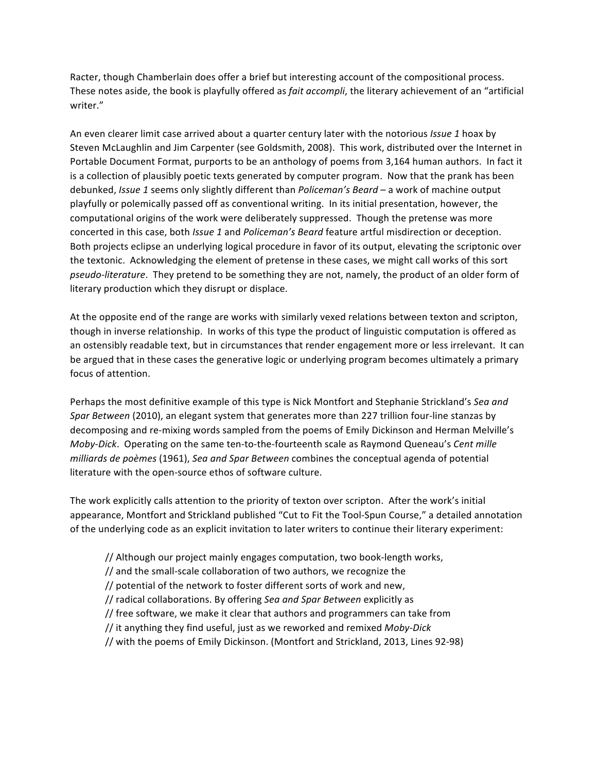Racter, though Chamberlain does offer a brief but interesting account of the compositional process. These notes aside, the book is playfully offered as *fait accompli*, the literary achievement of an "artificial writer."

An even clearer limit case arrived about a quarter century later with the notorious *Issue 1* hoax by Steven McLaughlin and Jim Carpenter (see Goldsmith, 2008). This work, distributed over the Internet in Portable Document Format, purports to be an anthology of poems from 3,164 human authors. In fact it is a collection of plausibly poetic texts generated by computer program. Now that the prank has been debunked, *Issue 1* seems only slightly different than *Policeman's Beard* – a work of machine output playfully or polemically passed off as conventional writing. In its initial presentation, however, the computational origins of the work were deliberately suppressed. Though the pretense was more concerted in this case, both *Issue 1* and *Policeman's Beard* feature artful misdirection or deception. Both projects eclipse an underlying logical procedure in favor of its output, elevating the scriptonic over the textonic. Acknowledging the element of pretense in these cases, we might call works of this sort *pseudo-literature*. They pretend to be something they are not, namely, the product of an older form of literary production which they disrupt or displace.

At the opposite end of the range are works with similarly vexed relations between texton and scripton, though in inverse relationship. In works of this type the product of linguistic computation is offered as an ostensibly readable text, but in circumstances that render engagement more or less irrelevant. It can be argued that in these cases the generative logic or underlying program becomes ultimately a primary focus of attention.

Perhaps the most definitive example of this type is Nick Montfort and Stephanie Strickland's *Sea and Spar Between* (2010), an elegant system that generates more than 227 trillion four-line stanzas by decomposing and re-mixing words sampled from the poems of Emily Dickinson and Herman Melville's *Moby-Dick*. Operating on the same ten-to-the-fourteenth scale as Raymond Queneau's *Cent mille milliards de poèmes* (1961), *Sea and Spar Between* combines the conceptual agenda of potential literature with the open-source ethos of software culture.

The work explicitly calls attention to the priority of texton over scripton. After the work's initial appearance, Montfort and Strickland published "Cut to Fit the Tool-Spun Course," a detailed annotation of the underlying code as an explicit invitation to later writers to continue their literary experiment:

> // Although our project mainly engages computation, two book-length works,
> // and the small-scale collaboration of two authors, we recognize the
> // potential of the network to foster different sorts of work and new,
> // radical collaborations. By offering *Sea and Spar Between* explicitly as
> // free software, we make it clear that authors and programmers can take from
> // it anything they find useful, just as we reworked and remixed *Moby-Dick*
> // with the poems of Emily Dickinson. (Montfort and Strickland, 2013, Lines 92-98)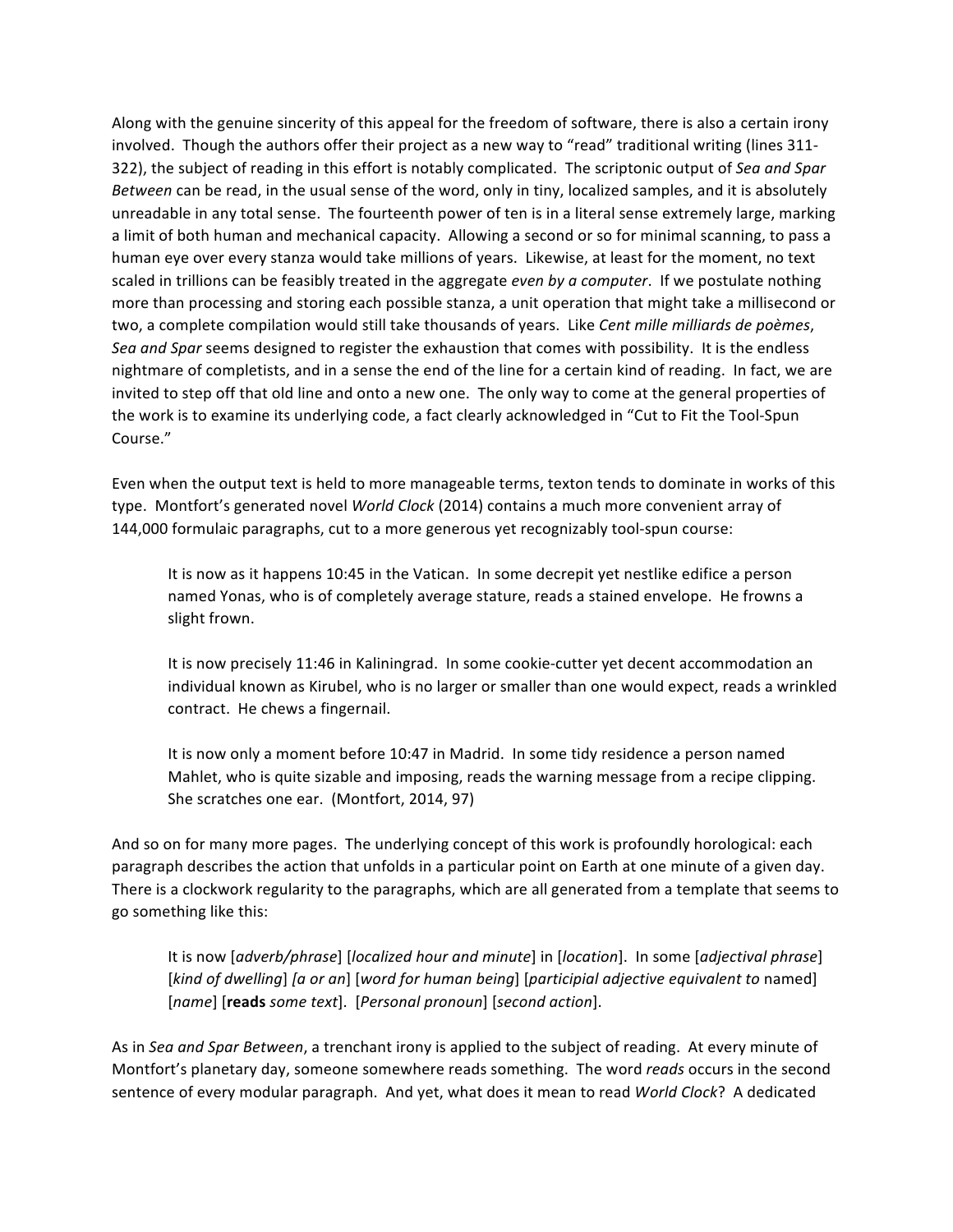Along with the genuine sincerity of this appeal for the freedom of software, there is also a certain irony involved. Though the authors offer their project as a new way to "read" traditional writing (lines 311-322), the subject of reading in this effort is notably complicated. The scriptonic output of *Sea and Spar Between* can be read, in the usual sense of the word, only in tiny, localized samples, and it is absolutely unreadable in any total sense. The fourteenth power of ten is in a literal sense extremely large, marking a limit of both human and mechanical capacity. Allowing a second or so for minimal scanning, to pass a human eye over every stanza would take millions of years. Likewise, at least for the moment, no text scaled in trillions can be feasibly treated in the aggregate *even by a computer*. If we postulate nothing more than processing and storing each possible stanza, a unit operation that might take a millisecond or two, a complete compilation would still take thousands of years. Like *Cent mille milliards de poèmes*, *Sea and Spar* seems designed to register the exhaustion that comes with possibility. It is the endless nightmare of completists, and in a sense the end of the line for a certain kind of reading. In fact, we are invited to step off that old line and onto a new one. The only way to come at the general properties of the work is to examine its underlying code, a fact clearly acknowledged in "Cut to Fit the Tool-Spun Course."

Even when the output text is held to more manageable terms, texton tends to dominate in works of this type. Montfort's generated novel *World Clock* (2014) contains a much more convenient array of 144,000 formulaic paragraphs, cut to a more generous yet recognizably tool-spun course:

> It is now as it happens 10:45 in the Vatican. In some decrepit yet nestlike edifice a person named Yonas, who is of completely average stature, reads a stained envelope. He frowns a slight frown.
>
> It is now precisely 11:46 in Kaliningrad. In some cookie-cutter yet decent accommodation an individual known as Kirubel, who is no larger or smaller than one would expect, reads a wrinkled contract. He chews a fingernail.
>
> It is now only a moment before 10:47 in Madrid. In some tidy residence a person named Mahlet, who is quite sizable and imposing, reads the warning message from a recipe clipping. She scratches one ear. (Montfort, 2014, 97)

And so on for many more pages. The underlying concept of this work is profoundly horological: each paragraph describes the action that unfolds in a particular point on Earth at one minute of a given day. There is a clockwork regularity to the paragraphs, which are all generated from a template that seems to go something like this:

> It is now [*adverb/phrase*] [*localized hour and minute*] in [*location*]. In some [*adjectival phrase*] [*kind of dwelling*] *[a or an*] [*word for human being*] [*participial adjective equivalent to* named] [*name*] [**reads** *some text*]. [*Personal pronoun*] [*second action*].

As in *Sea and Spar Between*, a trenchant irony is applied to the subject of reading. At every minute of Montfort's planetary day, someone somewhere reads something. The word *reads* occurs in the second sentence of every modular paragraph. And yet, what does it mean to read *World Clock*? A dedicated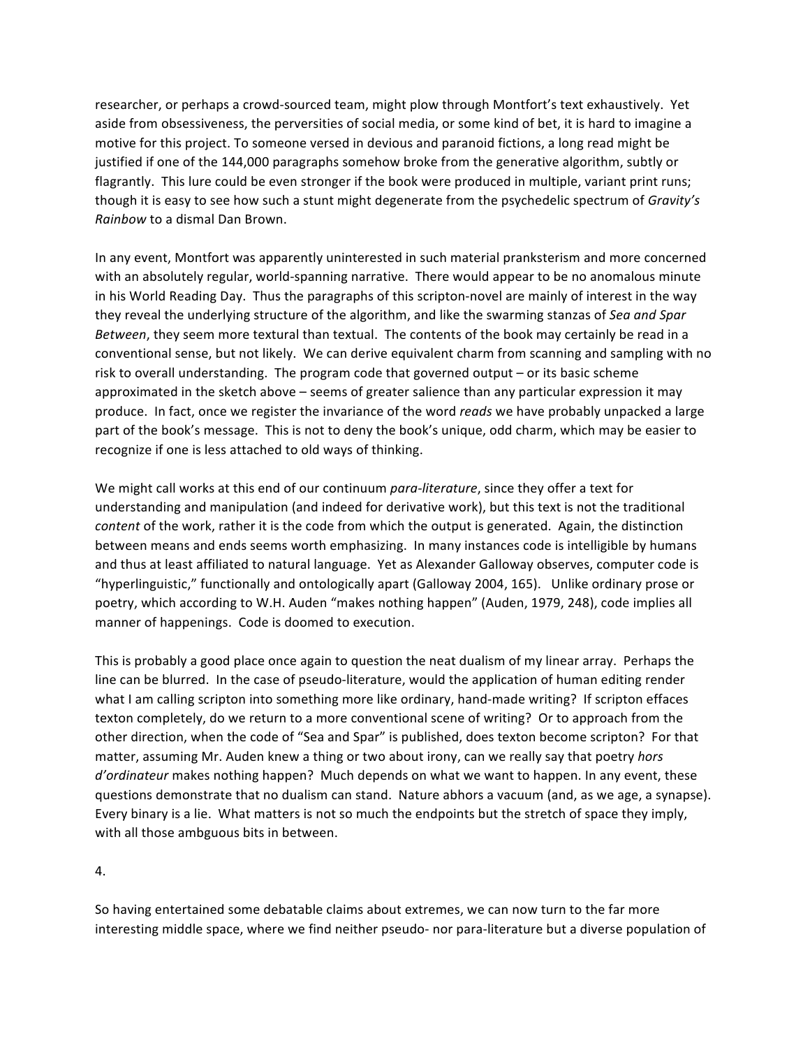researcher, or perhaps a crowd-sourced team, might plow through Montfort's text exhaustively. Yet aside from obsessiveness, the perversities of social media, or some kind of bet, it is hard to imagine a motive for this project. To someone versed in devious and paranoid fictions, a long read might be justified if one of the 144,000 paragraphs somehow broke from the generative algorithm, subtly or flagrantly. This lure could be even stronger if the book were produced in multiple, variant print runs; though it is easy to see how such a stunt might degenerate from the psychedelic spectrum of *Gravity's Rainbow* to a dismal Dan Brown.

In any event, Montfort was apparently uninterested in such material pranksterism and more concerned with an absolutely regular, world-spanning narrative. There would appear to be no anomalous minute in his World Reading Day. Thus the paragraphs of this scripton-novel are mainly of interest in the way they reveal the underlying structure of the algorithm, and like the swarming stanzas of *Sea and Spar Between*, they seem more textural than textual. The contents of the book may certainly be read in a conventional sense, but not likely. We can derive equivalent charm from scanning and sampling with no risk to overall understanding. The program code that governed output – or its basic scheme approximated in the sketch above – seems of greater salience than any particular expression it may produce. In fact, once we register the invariance of the word *reads* we have probably unpacked a large part of the book's message. This is not to deny the book's unique, odd charm, which may be easier to recognize if one is less attached to old ways of thinking.

We might call works at this end of our continuum *para-literature*, since they offer a text for understanding and manipulation (and indeed for derivative work), but this text is not the traditional *content* of the work, rather it is the code from which the output is generated. Again, the distinction between means and ends seems worth emphasizing. In many instances code is intelligible by humans and thus at least affiliated to natural language. Yet as Alexander Galloway observes, computer code is "hyperlinguistic," functionally and ontologically apart (Galloway 2004, 165). Unlike ordinary prose or poetry, which according to W.H. Auden "makes nothing happen" (Auden, 1979, 248), code implies all manner of happenings. Code is doomed to execution.

This is probably a good place once again to question the neat dualism of my linear array. Perhaps the line can be blurred. In the case of pseudo-literature, would the application of human editing render what I am calling scripton into something more like ordinary, hand-made writing? If scripton effaces texton completely, do we return to a more conventional scene of writing? Or to approach from the other direction, when the code of "Sea and Spar" is published, does texton become scripton? For that matter, assuming Mr. Auden knew a thing or two about irony, can we really say that poetry *hors d'ordinateur* makes nothing happen? Much depends on what we want to happen. In any event, these questions demonstrate that no dualism can stand. Nature abhors a vacuum (and, as we age, a synapse). Every binary is a lie. What matters is not so much the endpoints but the stretch of space they imply, with all those ambguous bits in between.

## 4.

So having entertained some debatable claims about extremes, we can now turn to the far more interesting middle space, where we find neither pseudo- nor para-literature but a diverse population of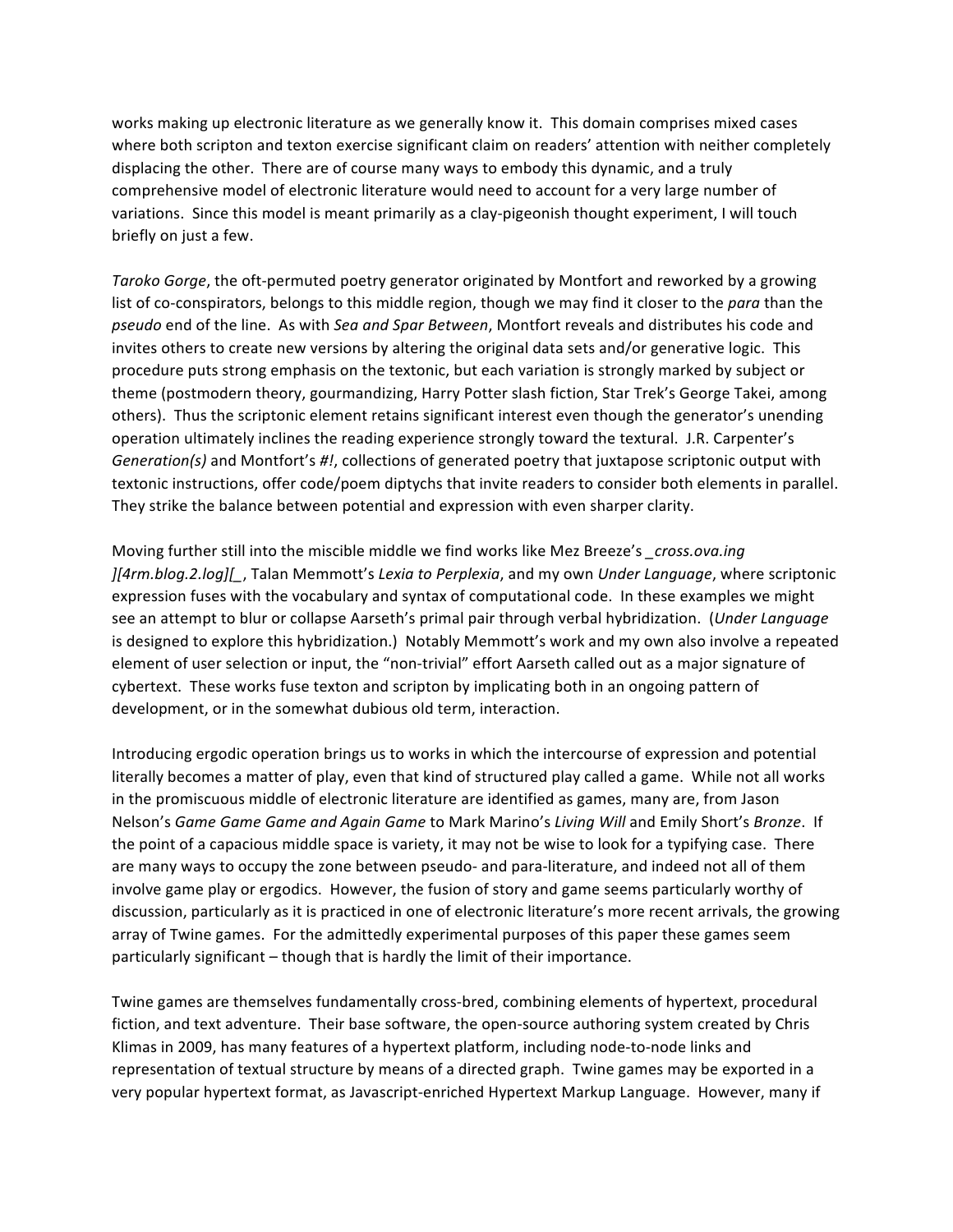works making up electronic literature as we generally know it. This domain comprises mixed cases where both scripton and texton exercise significant claim on readers' attention with neither completely displacing the other. There are of course many ways to embody this dynamic, and a truly comprehensive model of electronic literature would need to account for a very large number of variations. Since this model is meant primarily as a clay-pigeonish thought experiment, I will touch briefly on just a few.

*Taroko Gorge*, the oft-permuted poetry generator originated by Montfort and reworked by a growing list of co-conspirators, belongs to this middle region, though we may find it closer to the *para* than the *pseudo* end of the line. As with *Sea and Spar Between*, Montfort reveals and distributes his code and invites others to create new versions by altering the original data sets and/or generative logic. This procedure puts strong emphasis on the textonic, but each variation is strongly marked by subject or theme (postmodern theory, gourmandizing, Harry Potter slash fiction, Star Trek's George Takei, among others). Thus the scriptonic element retains significant interest even though the generator's unending operation ultimately inclines the reading experience strongly toward the textural. J.R. Carpenter's *Generation(s)* and Montfort's *#!*, collections of generated poetry that juxtapose scriptonic output with textonic instructions, offer code/poem diptychs that invite readers to consider both elements in parallel. They strike the balance between potential and expression with even sharper clarity.

Moving further still into the miscible middle we find works like Mez Breeze's *_cross.ova.ing ][4rm.blog.2.log][_*, Talan Memmott's *Lexia to Perplexia*, and my own *Under Language*, where scriptonic expression fuses with the vocabulary and syntax of computational code. In these examples we might see an attempt to blur or collapse Aarseth's primal pair through verbal hybridization. (*Under Language* is designed to explore this hybridization.) Notably Memmott's work and my own also involve a repeated element of user selection or input, the "non-trivial" effort Aarseth called out as a major signature of cybertext. These works fuse texton and scripton by implicating both in an ongoing pattern of development, or in the somewhat dubious old term, interaction.

Introducing ergodic operation brings us to works in which the intercourse of expression and potential literally becomes a matter of play, even that kind of structured play called a game. While not all works in the promiscuous middle of electronic literature are identified as games, many are, from Jason Nelson's *Game Game Game and Again Game* to Mark Marino's *Living Will* and Emily Short's *Bronze*. If the point of a capacious middle space is variety, it may not be wise to look for a typifying case. There are many ways to occupy the zone between pseudo- and para-literature, and indeed not all of them involve game play or ergodics. However, the fusion of story and game seems particularly worthy of discussion, particularly as it is practiced in one of electronic literature's more recent arrivals, the growing array of Twine games. For the admittedly experimental purposes of this paper these games seem particularly significant – though that is hardly the limit of their importance.

Twine games are themselves fundamentally cross-bred, combining elements of hypertext, procedural fiction, and text adventure. Their base software, the open-source authoring system created by Chris Klimas in 2009, has many features of a hypertext platform, including node-to-node links and representation of textual structure by means of a directed graph. Twine games may be exported in a very popular hypertext format, as Javascript-enriched Hypertext Markup Language. However, many if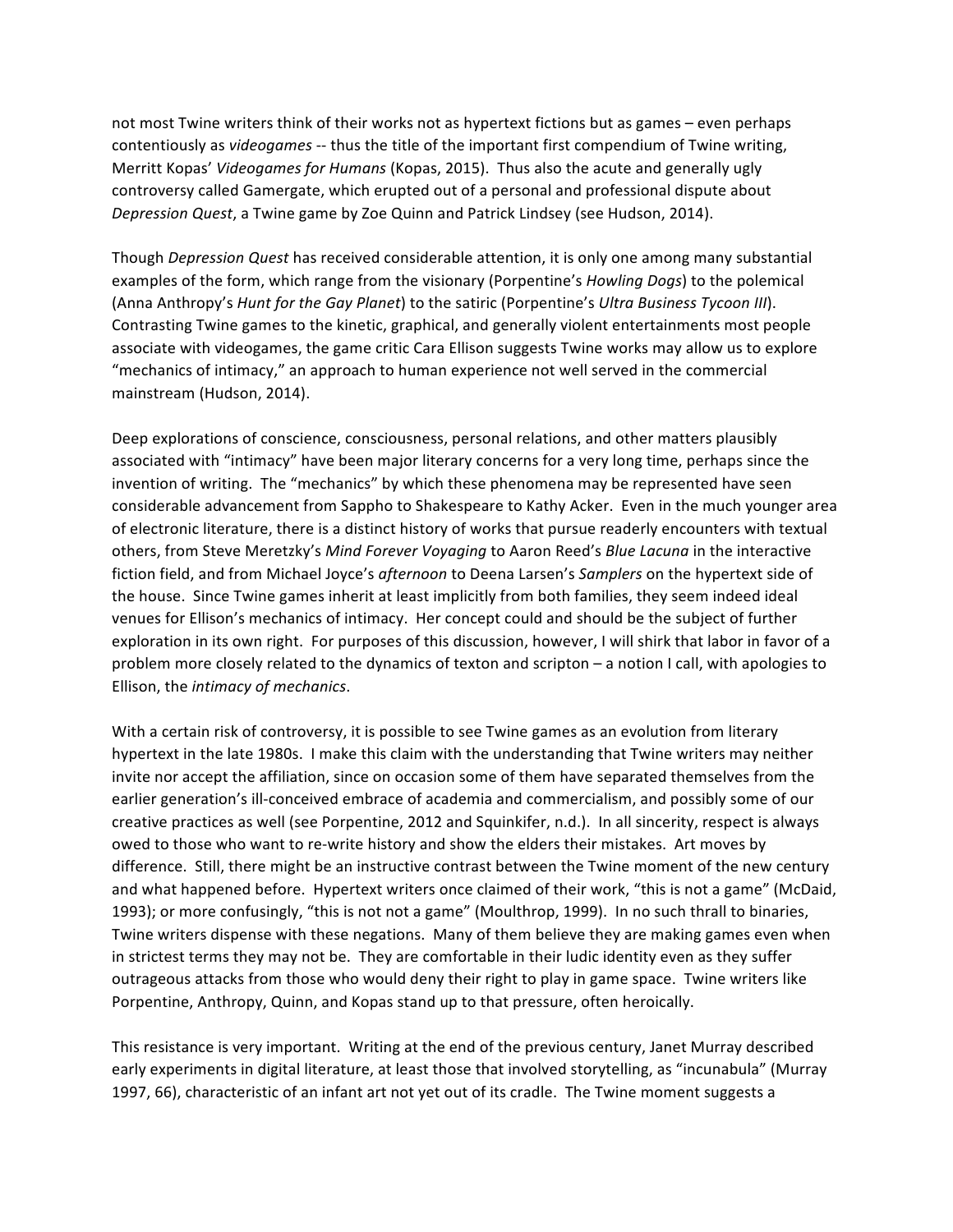not most Twine writers think of their works not as hypertext fictions but as games – even perhaps contentiously as *videogames* -- thus the title of the important first compendium of Twine writing, Merritt Kopas' *Videogames for Humans* (Kopas, 2015). Thus also the acute and generally ugly controversy called Gamergate, which erupted out of a personal and professional dispute about *Depression Quest*, a Twine game by Zoe Quinn and Patrick Lindsey (see Hudson, 2014).

Though *Depression Quest* has received considerable attention, it is only one among many substantial examples of the form, which range from the visionary (Porpentine's *Howling Dogs*) to the polemical (Anna Anthropy's *Hunt for the Gay Planet*) to the satiric (Porpentine's *Ultra Business Tycoon III*). Contrasting Twine games to the kinetic, graphical, and generally violent entertainments most people associate with videogames, the game critic Cara Ellison suggests Twine works may allow us to explore "mechanics of intimacy," an approach to human experience not well served in the commercial mainstream (Hudson, 2014).

Deep explorations of conscience, consciousness, personal relations, and other matters plausibly associated with "intimacy" have been major literary concerns for a very long time, perhaps since the invention of writing. The "mechanics" by which these phenomena may be represented have seen considerable advancement from Sappho to Shakespeare to Kathy Acker. Even in the much younger area of electronic literature, there is a distinct history of works that pursue readerly encounters with textual others, from Steve Meretzky's *Mind Forever Voyaging* to Aaron Reed's *Blue Lacuna* in the interactive fiction field, and from Michael Joyce's *afternoon* to Deena Larsen's *Samplers* on the hypertext side of the house. Since Twine games inherit at least implicitly from both families, they seem indeed ideal venues for Ellison's mechanics of intimacy. Her concept could and should be the subject of further exploration in its own right. For purposes of this discussion, however, I will shirk that labor in favor of a problem more closely related to the dynamics of texton and scripton – a notion I call, with apologies to Ellison, the *intimacy of mechanics*.

With a certain risk of controversy, it is possible to see Twine games as an evolution from literary hypertext in the late 1980s. I make this claim with the understanding that Twine writers may neither invite nor accept the affiliation, since on occasion some of them have separated themselves from the earlier generation's ill-conceived embrace of academia and commercialism, and possibly some of our creative practices as well (see Porpentine, 2012 and Squinkifer, n.d.). In all sincerity, respect is always owed to those who want to re-write history and show the elders their mistakes. Art moves by difference. Still, there might be an instructive contrast between the Twine moment of the new century and what happened before. Hypertext writers once claimed of their work, "this is not a game" (McDaid, 1993); or more confusingly, "this is not not a game" (Moulthrop, 1999). In no such thrall to binaries, Twine writers dispense with these negations. Many of them believe they are making games even when in strictest terms they may not be. They are comfortable in their ludic identity even as they suffer outrageous attacks from those who would deny their right to play in game space. Twine writers like Porpentine, Anthropy, Quinn, and Kopas stand up to that pressure, often heroically.

This resistance is very important. Writing at the end of the previous century, Janet Murray described early experiments in digital literature, at least those that involved storytelling, as "incunabula" (Murray 1997, 66), characteristic of an infant art not yet out of its cradle. The Twine moment suggests a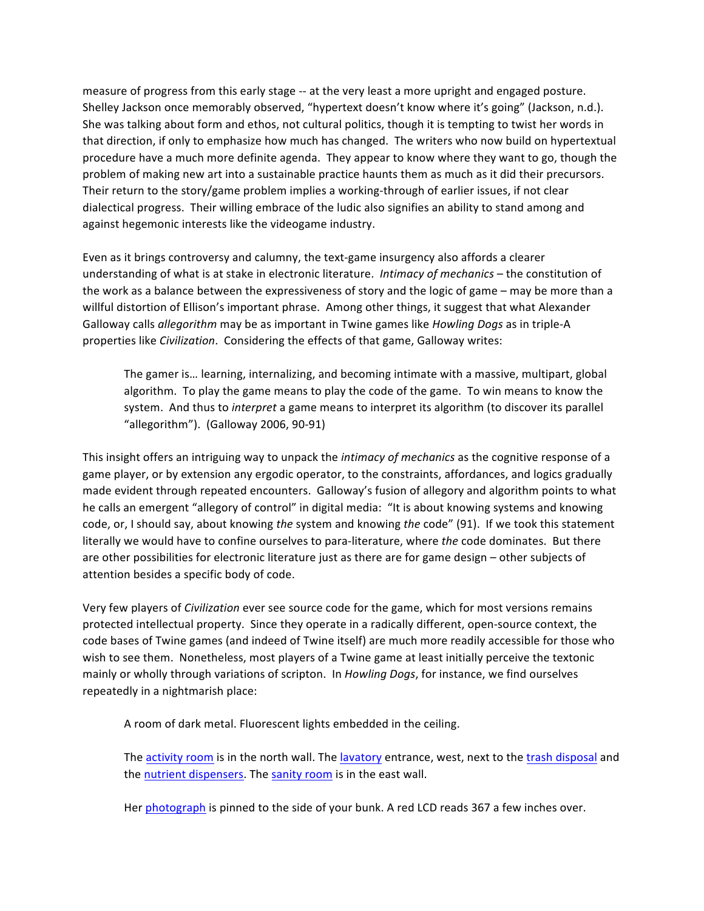measure of progress from this early stage -- at the very least a more upright and engaged posture. Shelley Jackson once memorably observed, "hypertext doesn't know where it's going" (Jackson, n.d.). She was talking about form and ethos, not cultural politics, though it is tempting to twist her words in that direction, if only to emphasize how much has changed. The writers who now build on hypertextual procedure have a much more definite agenda. They appear to know where they want to go, though the problem of making new art into a sustainable practice haunts them as much as it did their precursors. Their return to the story/game problem implies a working-through of earlier issues, if not clear dialectical progress. Their willing embrace of the ludic also signifies an ability to stand among and against hegemonic interests like the videogame industry.

Even as it brings controversy and calumny, the text-game insurgency also affords a clearer understanding of what is at stake in electronic literature. *Intimacy of mechanics* – the constitution of the work as a balance between the expressiveness of story and the logic of game – may be more than a willful distortion of Ellison's important phrase. Among other things, it suggest that what Alexander Galloway calls *allegorithm* may be as important in Twine games like *Howling Dogs* as in triple-A properties like *Civilization*. Considering the effects of that game, Galloway writes:

> The gamer is… learning, internalizing, and becoming intimate with a massive, multipart, global algorithm. To play the game means to play the code of the game. To win means to know the system. And thus to *interpret* a game means to interpret its algorithm (to discover its parallel "allegorithm"). (Galloway 2006, 90-91)

This insight offers an intriguing way to unpack the *intimacy of mechanics* as the cognitive response of a game player, or by extension any ergodic operator, to the constraints, affordances, and logics gradually made evident through repeated encounters. Galloway's fusion of allegory and algorithm points to what he calls an emergent "allegory of control" in digital media: "It is about knowing systems and knowing code, or, I should say, about knowing *the* system and knowing *the* code" (91). If we took this statement literally we would have to confine ourselves to para-literature, where *the* code dominates. But there are other possibilities for electronic literature just as there are for game design – other subjects of attention besides a specific body of code.

Very few players of *Civilization* ever see source code for the game, which for most versions remains protected intellectual property. Since they operate in a radically different, open-source context, the code bases of Twine games (and indeed of Twine itself) are much more readily accessible for those who wish to see them. Nonetheless, most players of a Twine game at least initially perceive the textonic mainly or wholly through variations of scripton. In *Howling Dogs*, for instance, we find ourselves repeatedly in a nightmarish place:

> A room of dark metal. Fluorescent lights embedded in the ceiling.
>
> The activity room is in the north wall. The lavatory entrance, west, next to the trash disposal and the nutrient dispensers. The sanity room is in the east wall.
>
> Her photograph is pinned to the side of your bunk. A red LCD reads 367 a few inches over.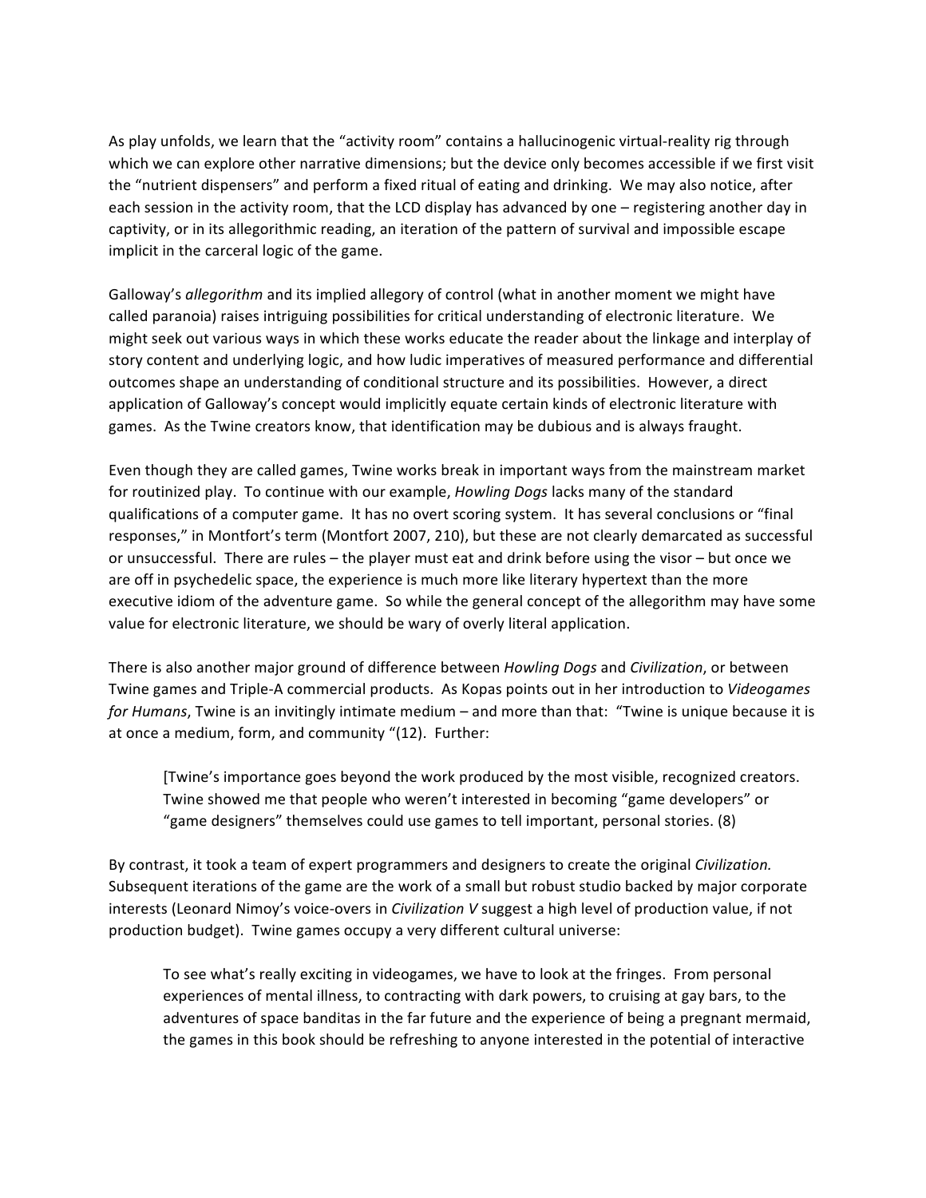As play unfolds, we learn that the "activity room" contains a hallucinogenic virtual-reality rig through which we can explore other narrative dimensions; but the device only becomes accessible if we first visit the "nutrient dispensers" and perform a fixed ritual of eating and drinking. We may also notice, after each session in the activity room, that the LCD display has advanced by one – registering another day in captivity, or in its allegorithmic reading, an iteration of the pattern of survival and impossible escape implicit in the carceral logic of the game.

Galloway's *allegorithm* and its implied allegory of control (what in another moment we might have called paranoia) raises intriguing possibilities for critical understanding of electronic literature. We might seek out various ways in which these works educate the reader about the linkage and interplay of story content and underlying logic, and how ludic imperatives of measured performance and differential outcomes shape an understanding of conditional structure and its possibilities. However, a direct application of Galloway's concept would implicitly equate certain kinds of electronic literature with games. As the Twine creators know, that identification may be dubious and is always fraught.

Even though they are called games, Twine works break in important ways from the mainstream market for routinized play. To continue with our example, *Howling Dogs* lacks many of the standard qualifications of a computer game. It has no overt scoring system. It has several conclusions or "final responses," in Montfort's term (Montfort 2007, 210), but these are not clearly demarcated as successful or unsuccessful. There are rules – the player must eat and drink before using the visor – but once we are off in psychedelic space, the experience is much more like literary hypertext than the more executive idiom of the adventure game. So while the general concept of the allegorithm may have some value for electronic literature, we should be wary of overly literal application.

There is also another major ground of difference between *Howling Dogs* and *Civilization*, or between Twine games and Triple-A commercial products. As Kopas points out in her introduction to *Videogames for Humans*, Twine is an invitingly intimate medium – and more than that: "Twine is unique because it is at once a medium, form, and community "(12). Further:

> [Twine's importance goes beyond the work produced by the most visible, recognized creators. Twine showed me that people who weren't interested in becoming "game developers" or "game designers" themselves could use games to tell important, personal stories. (8)

By contrast, it took a team of expert programmers and designers to create the original *Civilization.* Subsequent iterations of the game are the work of a small but robust studio backed by major corporate interests (Leonard Nimoy's voice-overs in *Civilization V* suggest a high level of production value, if not production budget). Twine games occupy a very different cultural universe:

> To see what's really exciting in videogames, we have to look at the fringes. From personal experiences of mental illness, to contracting with dark powers, to cruising at gay bars, to the adventures of space banditas in the far future and the experience of being a pregnant mermaid, the games in this book should be refreshing to anyone interested in the potential of interactive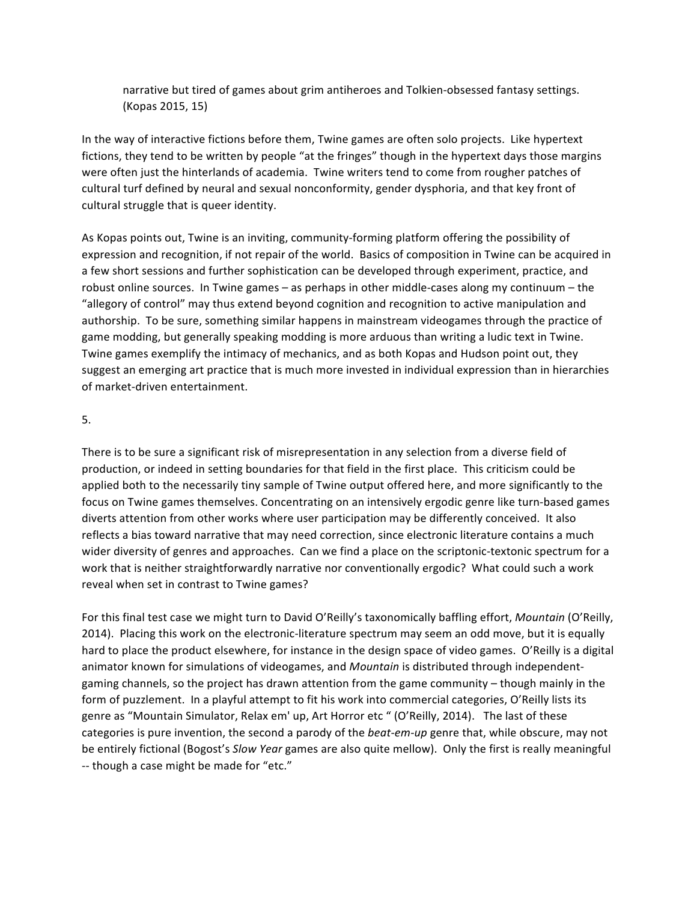> narrative but tired of games about grim antiheroes and Tolkien-obsessed fantasy settings. (Kopas 2015, 15)

In the way of interactive fictions before them, Twine games are often solo projects. Like hypertext fictions, they tend to be written by people "at the fringes" though in the hypertext days those margins were often just the hinterlands of academia. Twine writers tend to come from rougher patches of cultural turf defined by neural and sexual nonconformity, gender dysphoria, and that key front of cultural struggle that is queer identity.

As Kopas points out, Twine is an inviting, community-forming platform offering the possibility of expression and recognition, if not repair of the world. Basics of composition in Twine can be acquired in a few short sessions and further sophistication can be developed through experiment, practice, and robust online sources. In Twine games – as perhaps in other middle-cases along my continuum – the "allegory of control" may thus extend beyond cognition and recognition to active manipulation and authorship. To be sure, something similar happens in mainstream videogames through the practice of game modding, but generally speaking modding is more arduous than writing a ludic text in Twine. Twine games exemplify the intimacy of mechanics, and as both Kopas and Hudson point out, they suggest an emerging art practice that is much more invested in individual expression than in hierarchies of market-driven entertainment.

5.

There is to be sure a significant risk of misrepresentation in any selection from a diverse field of production, or indeed in setting boundaries for that field in the first place. This criticism could be applied both to the necessarily tiny sample of Twine output offered here, and more significantly to the focus on Twine games themselves. Concentrating on an intensively ergodic genre like turn-based games diverts attention from other works where user participation may be differently conceived. It also reflects a bias toward narrative that may need correction, since electronic literature contains a much wider diversity of genres and approaches. Can we find a place on the scriptonic-textonic spectrum for a work that is neither straightforwardly narrative nor conventionally ergodic? What could such a work reveal when set in contrast to Twine games?

For this final test case we might turn to David O'Reilly's taxonomically baffling effort, *Mountain* (O'Reilly, 2014). Placing this work on the electronic-literature spectrum may seem an odd move, but it is equally hard to place the product elsewhere, for instance in the design space of video games. O'Reilly is a digital animator known for simulations of videogames, and *Mountain* is distributed through independent-gaming channels, so the project has drawn attention from the game community – though mainly in the form of puzzlement. In a playful attempt to fit his work into commercial categories, O'Reilly lists its genre as "Mountain Simulator, Relax em' up, Art Horror etc " (O'Reilly, 2014). The last of these categories is pure invention, the second a parody of the *beat-em-up* genre that, while obscure, may not be entirely fictional (Bogost's *Slow Year* games are also quite mellow). Only the first is really meaningful -- though a case might be made for "etc."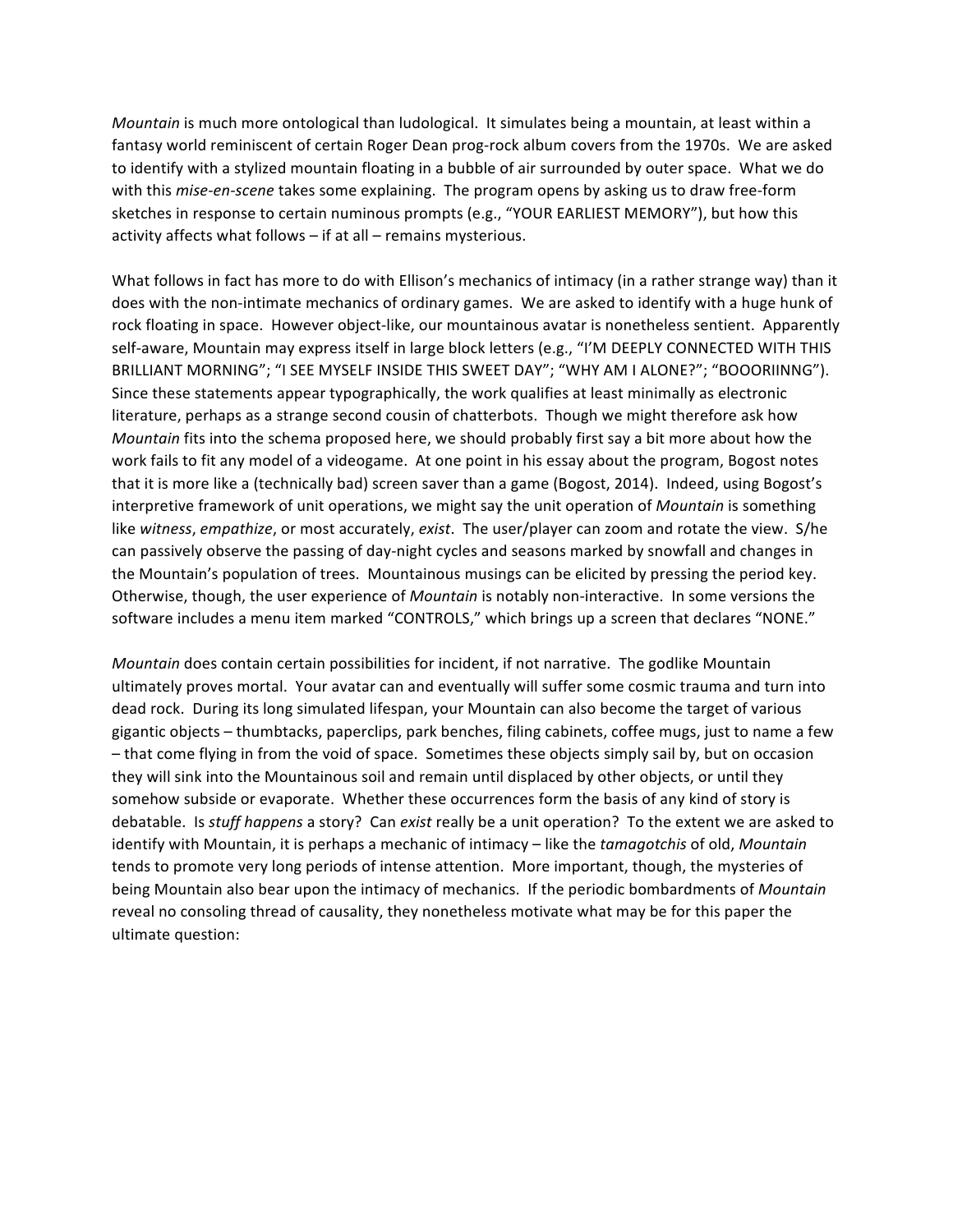*Mountain* is much more ontological than ludological. It simulates being a mountain, at least within a fantasy world reminiscent of certain Roger Dean prog-rock album covers from the 1970s. We are asked to identify with a stylized mountain floating in a bubble of air surrounded by outer space. What we do with this *mise-en-scene* takes some explaining. The program opens by asking us to draw free-form sketches in response to certain numinous prompts (e.g., "YOUR EARLIEST MEMORY"), but how this activity affects what follows – if at all – remains mysterious.

What follows in fact has more to do with Ellison's mechanics of intimacy (in a rather strange way) than it does with the non-intimate mechanics of ordinary games. We are asked to identify with a huge hunk of rock floating in space. However object-like, our mountainous avatar is nonetheless sentient. Apparently self-aware, Mountain may express itself in large block letters (e.g., "I'M DEEPLY CONNECTED WITH THIS BRILLIANT MORNING"; "I SEE MYSELF INSIDE THIS SWEET DAY"; "WHY AM I ALONE?"; "BOOORIINNG"). Since these statements appear typographically, the work qualifies at least minimally as electronic literature, perhaps as a strange second cousin of chatterbots. Though we might therefore ask how *Mountain* fits into the schema proposed here, we should probably first say a bit more about how the work fails to fit any model of a videogame. At one point in his essay about the program, Bogost notes that it is more like a (technically bad) screen saver than a game (Bogost, 2014). Indeed, using Bogost's interpretive framework of unit operations, we might say the unit operation of *Mountain* is something like *witness*, *empathize*, or most accurately, *exist*. The user/player can zoom and rotate the view. S/he can passively observe the passing of day-night cycles and seasons marked by snowfall and changes in the Mountain's population of trees. Mountainous musings can be elicited by pressing the period key. Otherwise, though, the user experience of *Mountain* is notably non-interactive. In some versions the software includes a menu item marked "CONTROLS," which brings up a screen that declares "NONE."

*Mountain* does contain certain possibilities for incident, if not narrative. The godlike Mountain ultimately proves mortal. Your avatar can and eventually will suffer some cosmic trauma and turn into dead rock. During its long simulated lifespan, your Mountain can also become the target of various gigantic objects – thumbtacks, paperclips, park benches, filing cabinets, coffee mugs, just to name a few – that come flying in from the void of space. Sometimes these objects simply sail by, but on occasion they will sink into the Mountainous soil and remain until displaced by other objects, or until they somehow subside or evaporate. Whether these occurrences form the basis of any kind of story is debatable. Is *stuff happens* a story? Can *exist* really be a unit operation? To the extent we are asked to identify with Mountain, it is perhaps a mechanic of intimacy – like the *tamagotchis* of old, *Mountain* tends to promote very long periods of intense attention. More important, though, the mysteries of being Mountain also bear upon the intimacy of mechanics. If the periodic bombardments of *Mountain* reveal no consoling thread of causality, they nonetheless motivate what may be for this paper the ultimate question: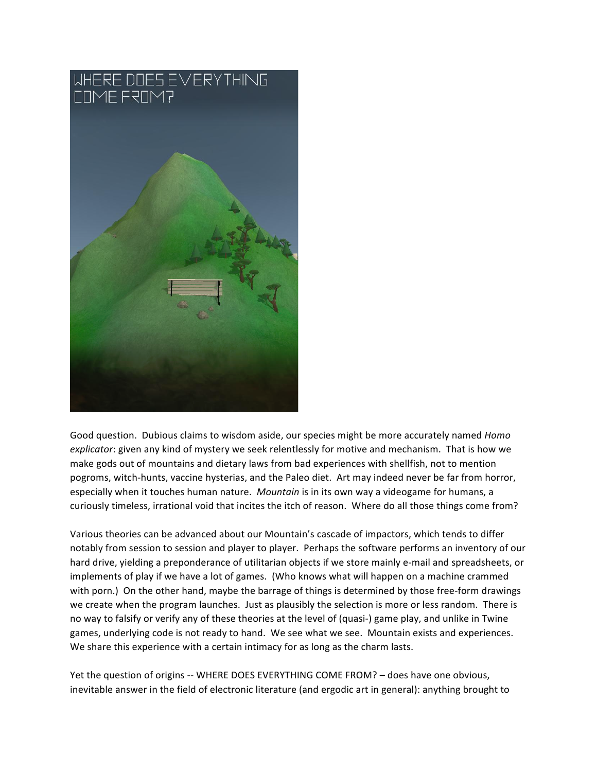Good question. Dubious claims to wisdom aside, our species might be more accurately named *Homo explicator*: given any kind of mystery we seek relentlessly for motive and mechanism. That is how we make gods out of mountains and dietary laws from bad experiences with shellfish, not to mention pogroms, witch-hunts, vaccine hysterias, and the Paleo diet. Art may indeed never be far from horror, especially when it touches human nature. *Mountain* is in its own way a videogame for humans, a curiously timeless, irrational void that incites the itch of reason. Where do all those things come from?

Various theories can be advanced about our Mountain's cascade of impactors, which tends to differ notably from session to session and player to player. Perhaps the software performs an inventory of our hard drive, yielding a preponderance of utilitarian objects if we store mainly e-mail and spreadsheets, or implements of play if we have a lot of games. (Who knows what will happen on a machine crammed with porn.) On the other hand, maybe the barrage of things is determined by those free-form drawings we create when the program launches. Just as plausibly the selection is more or less random. There is no way to falsify or verify any of these theories at the level of (quasi-) game play, and unlike in Twine games, underlying code is not ready to hand. We see what we see. Mountain exists and experiences. We share this experience with a certain intimacy for as long as the charm lasts.

Yet the question of origins -- WHERE DOES EVERYTHING COME FROM? – does have one obvious, inevitable answer in the field of electronic literature (and ergodic art in general): anything brought to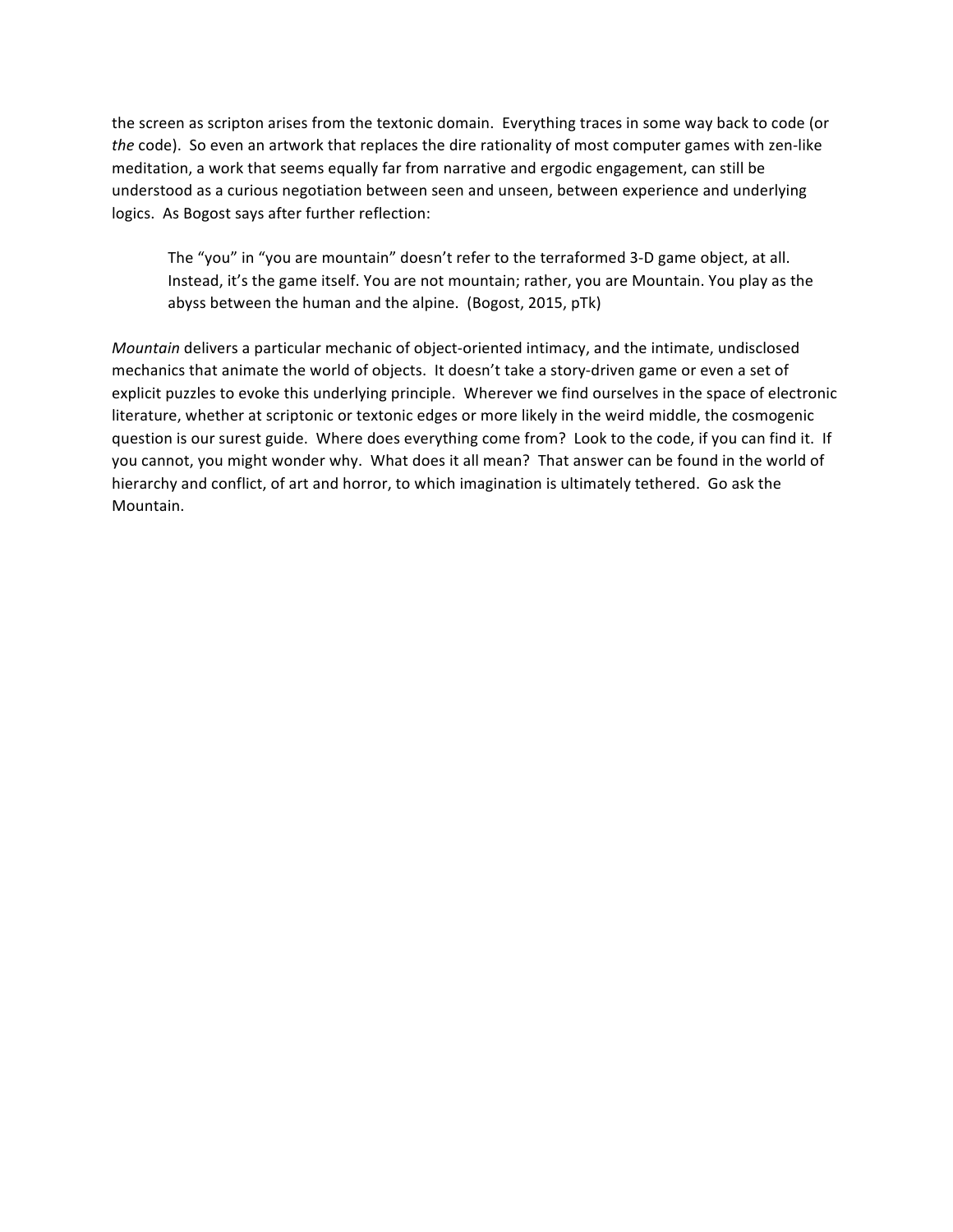the screen as scripton arises from the textonic domain. Everything traces in some way back to code (or *the* code). So even an artwork that replaces the dire rationality of most computer games with zen-like meditation, a work that seems equally far from narrative and ergodic engagement, can still be understood as a curious negotiation between seen and unseen, between experience and underlying logics. As Bogost says after further reflection:

> The "you" in "you are mountain" doesn't refer to the terraformed 3-D game object, at all. Instead, it's the game itself. You are not mountain; rather, you are Mountain. You play as the abyss between the human and the alpine. (Bogost, 2015, pTk)

*Mountain* delivers a particular mechanic of object-oriented intimacy, and the intimate, undisclosed mechanics that animate the world of objects. It doesn't take a story-driven game or even a set of explicit puzzles to evoke this underlying principle. Wherever we find ourselves in the space of electronic literature, whether at scriptonic or textonic edges or more likely in the weird middle, the cosmogenic question is our surest guide. Where does everything come from? Look to the code, if you can find it. If you cannot, you might wonder why. What does it all mean? That answer can be found in the world of hierarchy and conflict, of art and horror, to which imagination is ultimately tethered. Go ask the Mountain.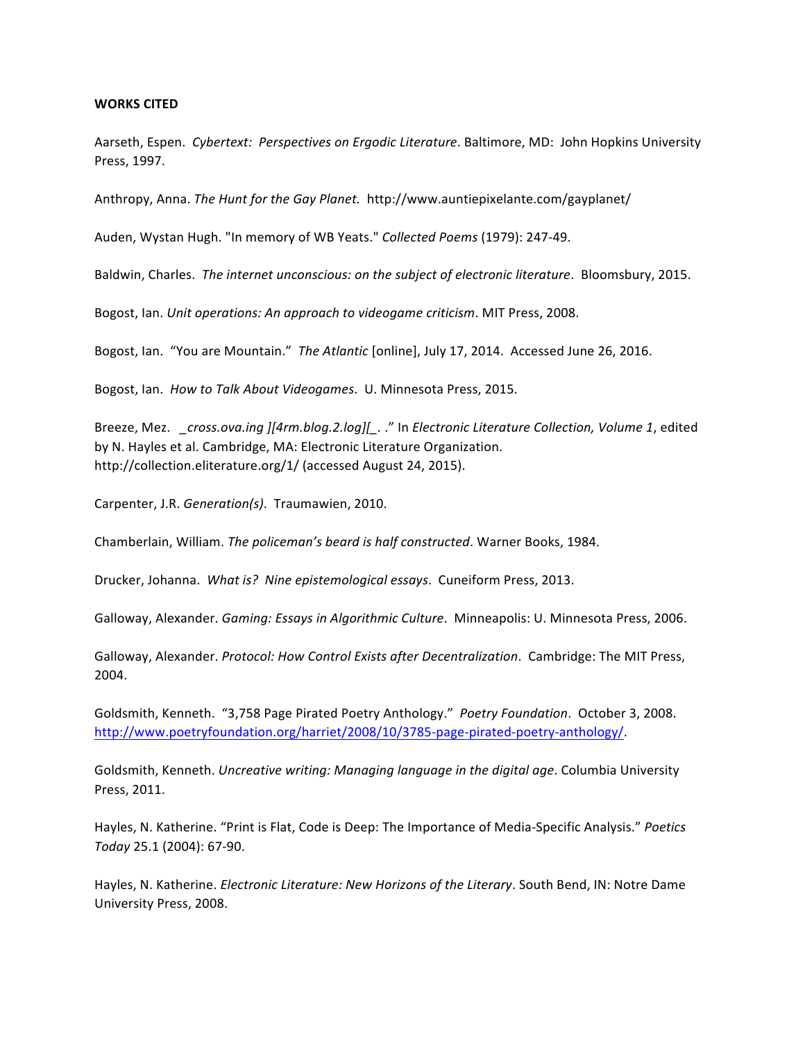**WORKS CITED**

Aarseth, Espen. *Cybertext: Perspectives on Ergodic Literature*. Baltimore, MD: John Hopkins University Press, 1997.

Anthropy, Anna. *The Hunt for the Gay Planet.* http://www.auntiepixelante.com/gayplanet/

Auden, Wystan Hugh. "In memory of WB Yeats." *Collected Poems* (1979): 247-49.

Baldwin, Charles. *The internet unconscious: on the subject of electronic literature*. Bloomsbury, 2015.

Bogost, Ian. *Unit operations: An approach to videogame criticism*. MIT Press, 2008.

Bogost, Ian. "You are Mountain." *The Atlantic* [online], July 17, 2014. Accessed June 26, 2016.

Bogost, Ian. *How to Talk About Videogames*. U. Minnesota Press, 2015.

Breeze, Mez. "*_cross.ova.ing ][4rm.blog.2.log][_. .*" In *Electronic Literature Collection, Volume 1*, edited by N. Hayles et al. Cambridge, MA: Electronic Literature Organization. http://collection.eliterature.org/1/ (accessed August 24, 2015).

Carpenter, J.R. *Generation(s)*. Traumawien, 2010.

Chamberlain, William. *The policeman's beard is half constructed*. Warner Books, 1984.

Drucker, Johanna. *What is? Nine epistemological essays*. Cuneiform Press, 2013.

Galloway, Alexander. *Gaming: Essays in Algorithmic Culture*. Minneapolis: U. Minnesota Press, 2006.

Galloway, Alexander. *Protocol: How Control Exists after Decentralization*. Cambridge: The MIT Press, 2004.

Goldsmith, Kenneth. "3,758 Page Pirated Poetry Anthology." *Poetry Foundation*. October 3, 2008. http://www.poetryfoundation.org/harriet/2008/10/3785-page-pirated-poetry-anthology/.

Goldsmith, Kenneth. *Uncreative writing: Managing language in the digital age*. Columbia University Press, 2011.

Hayles, N. Katherine. "Print is Flat, Code is Deep: The Importance of Media-Specific Analysis." *Poetics Today* 25.1 (2004): 67-90.

Hayles, N. Katherine. *Electronic Literature: New Horizons of the Literary*. South Bend, IN: Notre Dame University Press, 2008.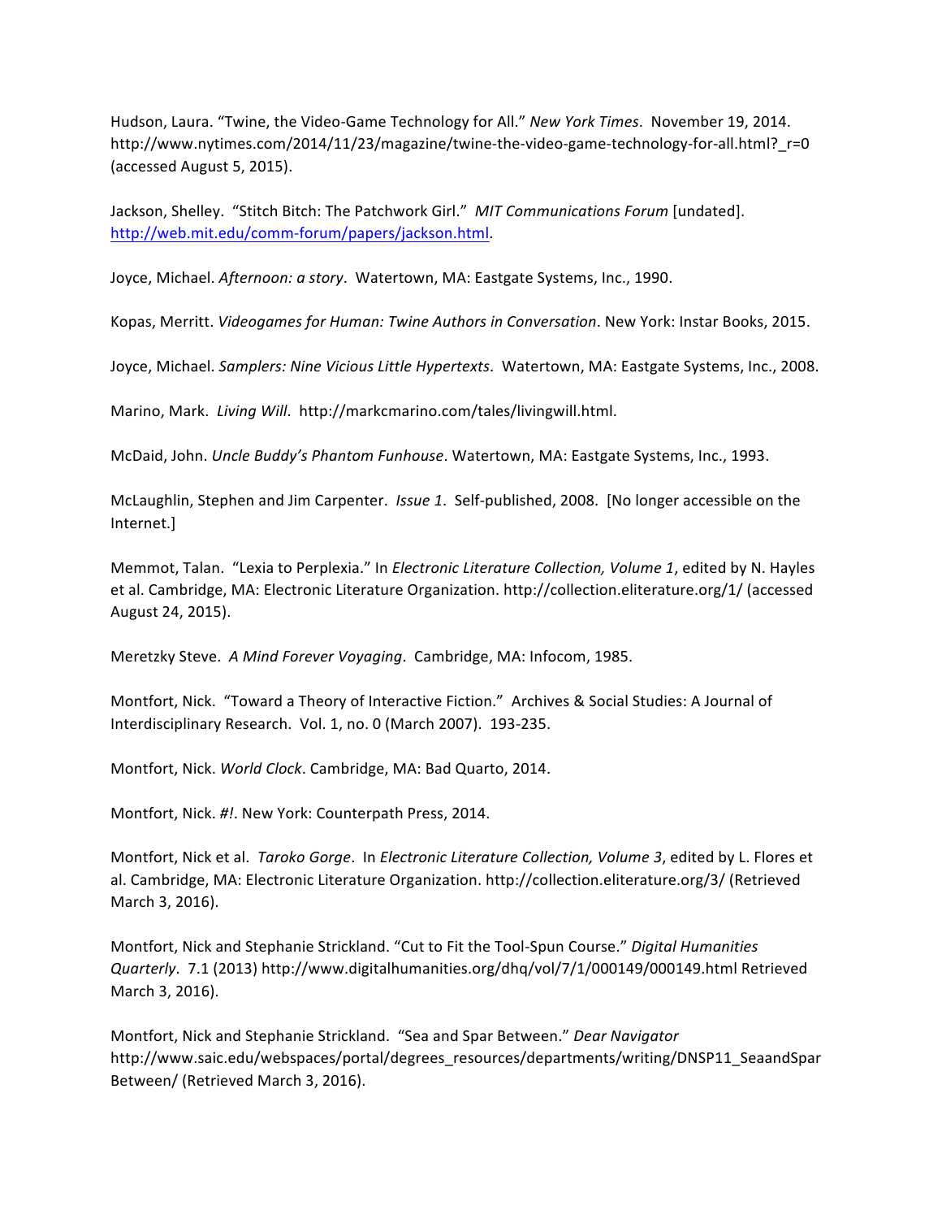Hudson, Laura. "Twine, the Video-Game Technology for All." *New York Times*. November 19, 2014. http://www.nytimes.com/2014/11/23/magazine/twine-the-video-game-technology-for-all.html?_r=0 (accessed August 5, 2015).

Jackson, Shelley. "Stitch Bitch: The Patchwork Girl." *MIT Communications Forum* [undated]. http://web.mit.edu/comm-forum/papers/jackson.html.

Joyce, Michael. *Afternoon: a story*. Watertown, MA: Eastgate Systems, Inc., 1990.

Kopas, Merritt. *Videogames for Human: Twine Authors in Conversation*. New York: Instar Books, 2015.

Joyce, Michael. *Samplers: Nine Vicious Little Hypertexts*. Watertown, MA: Eastgate Systems, Inc., 2008.

Marino, Mark. *Living Will*. http://markcmarino.com/tales/livingwill.html.

McDaid, John. *Uncle Buddy's Phantom Funhouse*. Watertown, MA: Eastgate Systems, Inc., 1993.

McLaughlin, Stephen and Jim Carpenter. *Issue 1*. Self-published, 2008. [No longer accessible on the Internet.]

Memmot, Talan. "Lexia to Perplexia." In *Electronic Literature Collection, Volume 1*, edited by N. Hayles et al. Cambridge, MA: Electronic Literature Organization. http://collection.eliterature.org/1/ (accessed August 24, 2015).

Meretzky Steve. *A Mind Forever Voyaging*. Cambridge, MA: Infocom, 1985.

Montfort, Nick. "Toward a Theory of Interactive Fiction." Archives & Social Studies: A Journal of Interdisciplinary Research. Vol. 1, no. 0 (March 2007). 193-235.

Montfort, Nick. *World Clock*. Cambridge, MA: Bad Quarto, 2014.

Montfort, Nick. *#!*. New York: Counterpath Press, 2014.

Montfort, Nick et al. *Taroko Gorge*. In *Electronic Literature Collection, Volume 3*, edited by L. Flores et al. Cambridge, MA: Electronic Literature Organization. http://collection.eliterature.org/3/ (Retrieved March 3, 2016).

Montfort, Nick and Stephanie Strickland. "Cut to Fit the Tool-Spun Course." *Digital Humanities Quarterly*. 7.1 (2013) http://www.digitalhumanities.org/dhq/vol/7/1/000149/000149.html Retrieved March 3, 2016).

Montfort, Nick and Stephanie Strickland. "Sea and Spar Between." *Dear Navigator* http://www.saic.edu/webspaces/portal/degrees_resources/departments/writing/DNSP11_SeaandSparBetween/ (Retrieved March 3, 2016).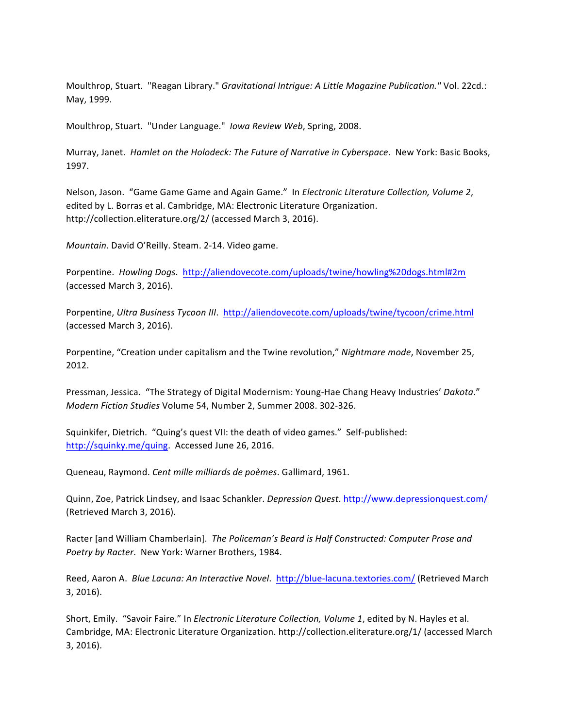Moulthrop, Stuart. "Reagan Library." *Gravitational Intrigue: A Little Magazine Publication."* Vol. 22cd.: May, 1999.

Moulthrop, Stuart. "Under Language." *Iowa Review Web*, Spring, 2008.

Murray, Janet. *Hamlet on the Holodeck: The Future of Narrative in Cyberspace*. New York: Basic Books, 1997.

Nelson, Jason. "Game Game Game and Again Game." In *Electronic Literature Collection, Volume 2*, edited by L. Borras et al. Cambridge, MA: Electronic Literature Organization. http://collection.eliterature.org/2/ (accessed March 3, 2016).

*Mountain*. David O'Reilly. Steam. 2-14. Video game.

Porpentine. *Howling Dogs*. http://aliendovecote.com/uploads/twine/howling%20dogs.html#2m (accessed March 3, 2016).

Porpentine, *Ultra Business Tycoon III*. http://aliendovecote.com/uploads/twine/tycoon/crime.html (accessed March 3, 2016).

Porpentine, "Creation under capitalism and the Twine revolution," *Nightmare mode*, November 25, 2012.

Pressman, Jessica. "The Strategy of Digital Modernism: Young-Hae Chang Heavy Industries' *Dakota*." *Modern Fiction Studies* Volume 54, Number 2, Summer 2008. 302-326.

Squinkifer, Dietrich. "Quing's quest VII: the death of video games." Self-published: http://squinky.me/quing. Accessed June 26, 2016.

Queneau, Raymond. *Cent mille milliards de poèmes*. Gallimard, 1961.

Quinn, Zoe, Patrick Lindsey, and Isaac Schankler. *Depression Quest*. http://www.depressionquest.com/ (Retrieved March 3, 2016).

Racter [and William Chamberlain]. *The Policeman's Beard is Half Constructed: Computer Prose and Poetry by Racter*. New York: Warner Brothers, 1984.

Reed, Aaron A. *Blue Lacuna: An Interactive Novel*. http://blue-lacuna.textories.com/ (Retrieved March 3, 2016).

Short, Emily. "Savoir Faire." In *Electronic Literature Collection, Volume 1*, edited by N. Hayles et al. Cambridge, MA: Electronic Literature Organization. http://collection.eliterature.org/1/ (accessed March 3, 2016).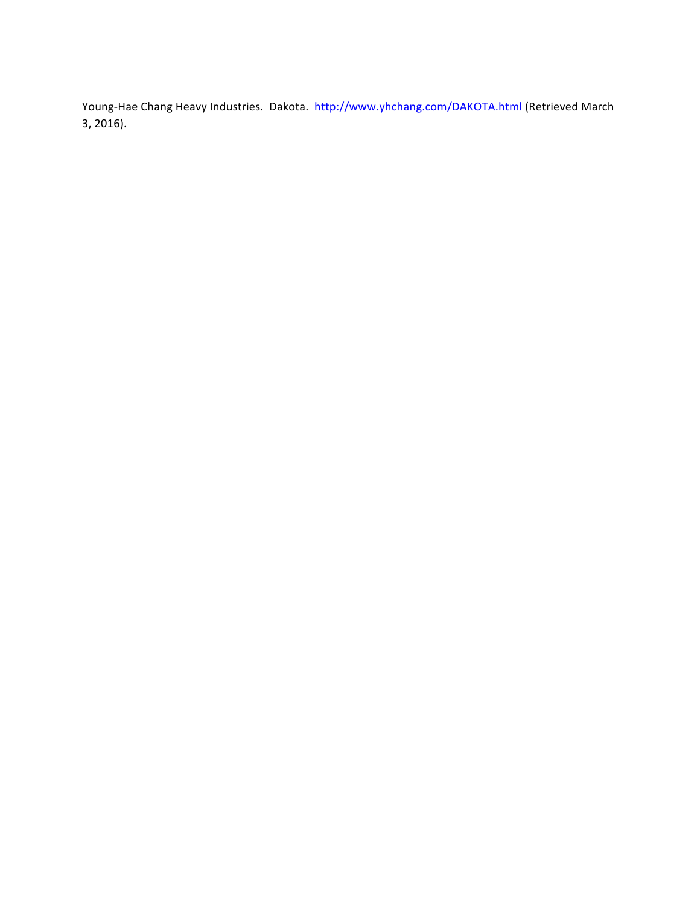Young-Hae Chang Heavy Industries. Dakota. http://www.yhchang.com/DAKOTA.html (Retrieved March 3, 2016).